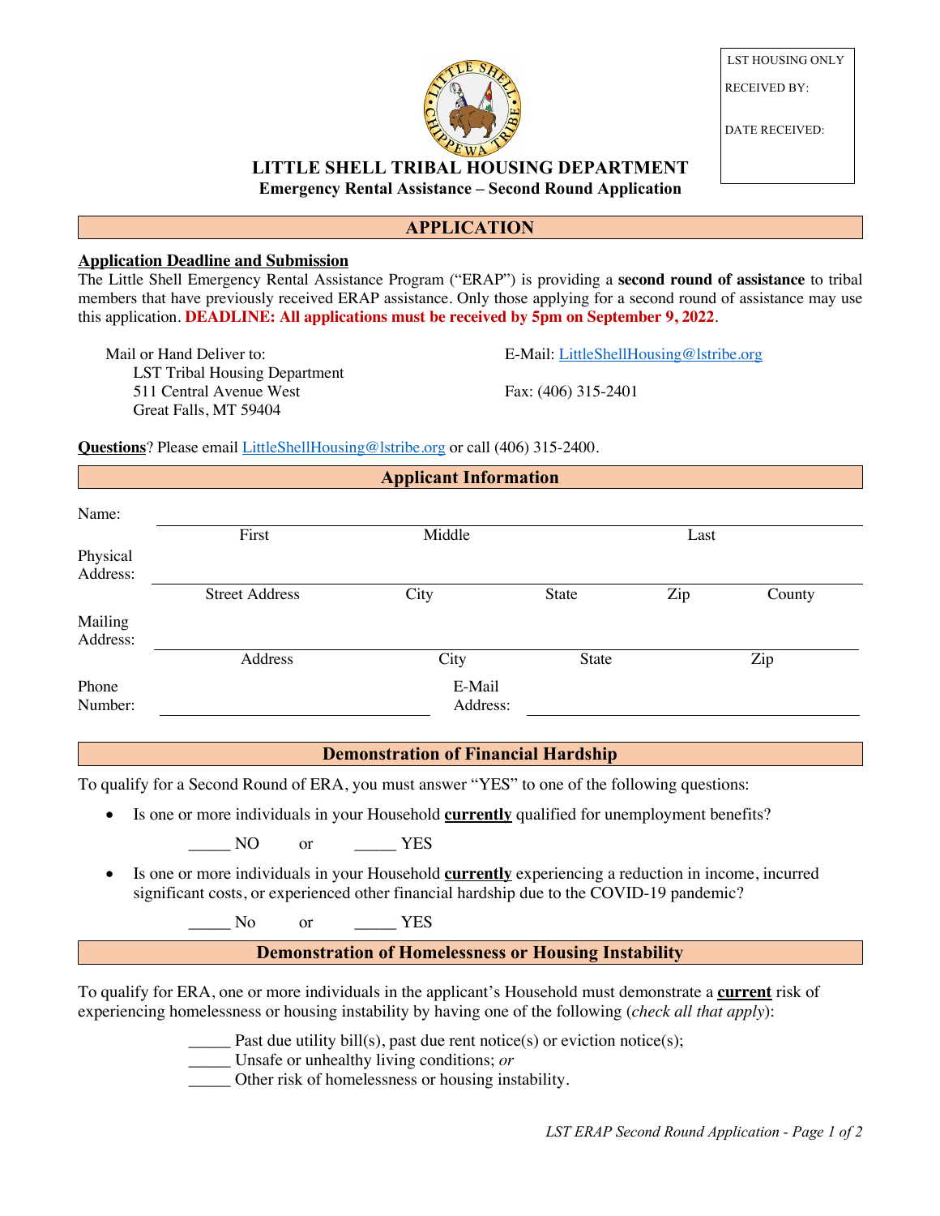| LST HOUSING ONLY |
| --- |
| RECEIVED BY: |
| DATE RECEIVED: |

# LITTLE SHELL TRIBAL HOUSING DEPARTMENT

**Emergency Rental Assistance – Second Round Application**

## APPLICATION

**Application Deadline and Submission**

The Little Shell Emergency Rental Assistance Program ("ERAP") is providing a **second round of assistance** to tribal members that have previously received ERAP assistance. Only those applying for a second round of assistance may use this application. **DEADLINE: All applications must be received by 5pm on September 9, 2022**.

Mail or Hand Deliver to:
LST Tribal Housing Department
511 Central Avenue West
Great Falls, MT 59404

E-Mail: LittleShellHousing@lstribe.org

Fax: (406) 315-2401

**Questions**? Please email LittleShellHousing@lstribe.org or call (406) 315-2400.

## Applicant Information

Name: ______________________________________________
First Middle Last

Physical Address: ______________________________________________
Street Address City State Zip County

Mailing Address: ______________________________________________
Address City State Zip

Phone Number: ____________________ E-Mail Address: ____________________

## Demonstration of Financial Hardship

To qualify for a Second Round of ERA, you must answer "YES" to one of the following questions:

- Is one or more individuals in your Household **currently** qualified for unemployment benefits?

  _____ NO or _____ YES

- Is one or more individuals in your Household **currently** experiencing a reduction in income, incurred significant costs, or experienced other financial hardship due to the COVID-19 pandemic?

  _____ No or _____ YES

## Demonstration of Homelessness or Housing Instability

To qualify for ERA, one or more individuals in the applicant's Household must demonstrate a **current** risk of experiencing homelessness or housing instability by having one of the following (*check all that apply*):

_____ Past due utility bill(s), past due rent notice(s) or eviction notice(s);
_____ Unsafe or unhealthy living conditions; *or*
_____ Other risk of homelessness or housing instability.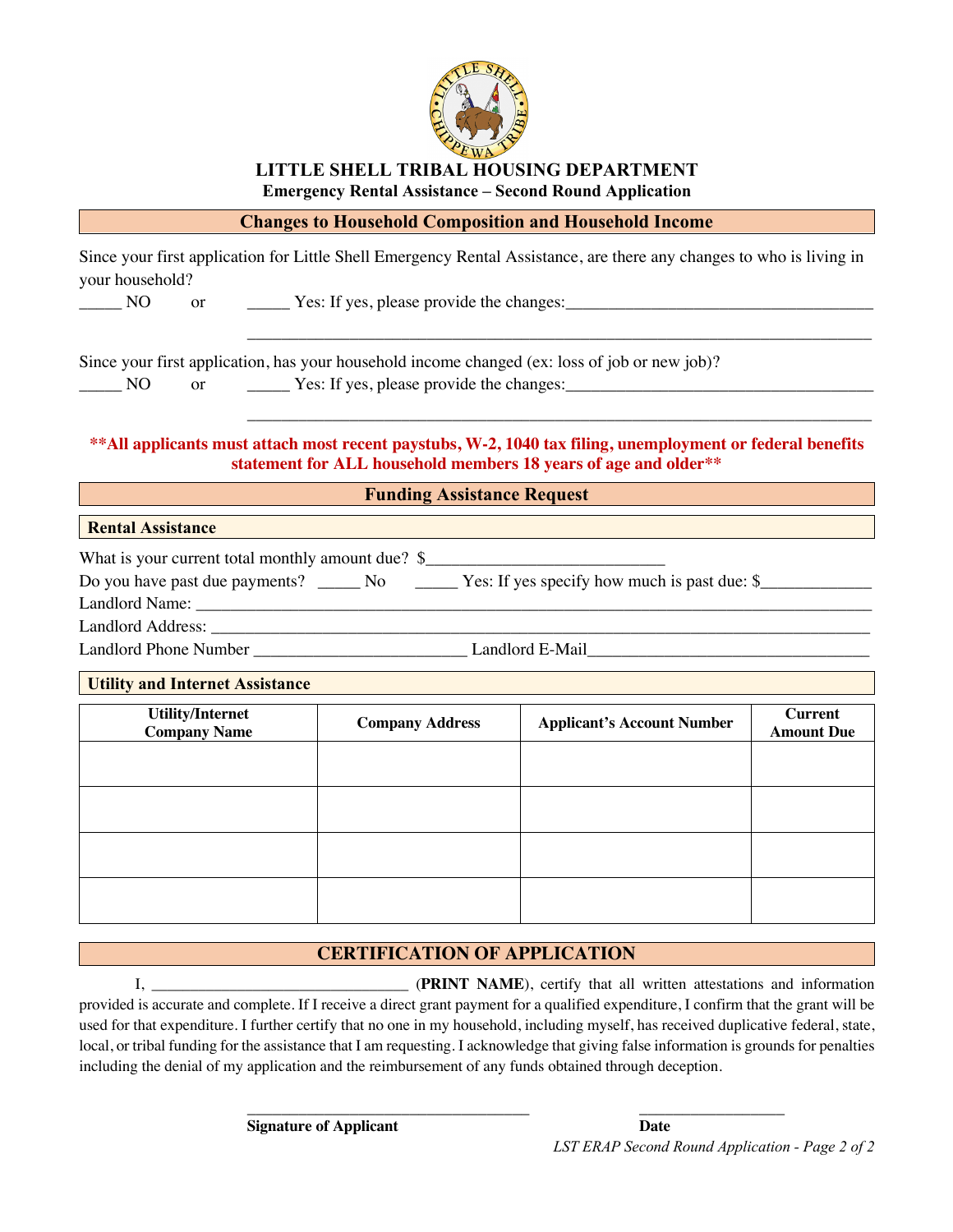# LITTLE SHELL TRIBAL HOUSING DEPARTMENT

**Emergency Rental Assistance – Second Round Application**

## Changes to Household Composition and Household Income

Since your first application for Little Shell Emergency Rental Assistance, are there any changes to who is living in your household?

_____ NO or _____ Yes: If yes, please provide the changes:____________________________________

_____________________________________________________________________________

Since your first application, has your household income changed (ex: loss of job or new job)?

_____ NO or _____ Yes: If yes, please provide the changes:____________________________________

_____________________________________________________________________________

**\*\*All applicants must attach most recent paystubs, W-2, 1040 tax filing, unemployment or federal benefits statement for ALL household members 18 years of age and older\*\***

## Funding Assistance Request

### Rental Assistance

What is your current total monthly amount due? $____________________________

Do you have past due payments? _____ No _____ Yes: If yes specify how much is past due: $_____________

Landlord Name: ______________________________________________________________________________

Landlord Address: ____________________________________________________________________________

Landlord Phone Number _________________________ Landlord E-Mail__________________________________

### Utility and Internet Assistance

| Utility/Internet Company Name | Company Address | Applicant's Account Number | Current Amount Due |
|---|---|---|---|
| | | | |
| | | | |
| | | | |
| | | | |

## CERTIFICATION OF APPLICATION

I, ________________________________ (**PRINT NAME**), certify that all written attestations and information provided is accurate and complete. If I receive a direct grant payment for a qualified expenditure, I confirm that the grant will be used for that expenditure. I further certify that no one in my household, including myself, has received duplicative federal, state, local, or tribal funding for the assistance that I am requesting. I acknowledge that giving false information is grounds for penalties including the denial of my application and the reimbursement of any funds obtained through deception.

___________________________________ ___________________

**Signature of Applicant** **Date**